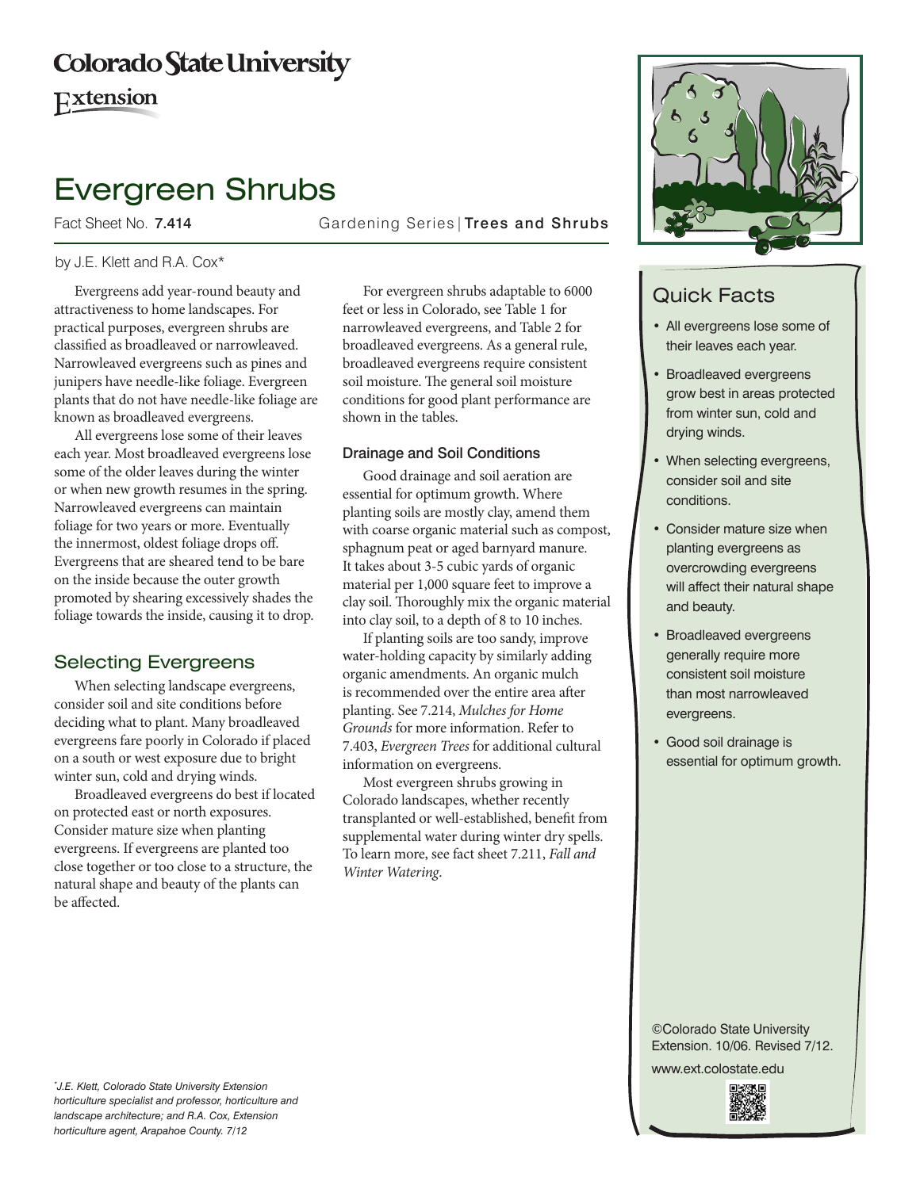# Colorado State University Extension

# Evergreen Shrubs

Fact Sheet No. **7.414**

Gardening Series | **Trees and Shrubs**

by J.E. Klett and R.A. Cox*

## Quick Facts

- All evergreens lose some of their leaves each year.
- Broadleaved evergreens grow best in areas protected from winter sun, cold and drying winds.
- When selecting evergreens, consider soil and site conditions.
- Consider mature size when planting evergreens as overcrowding evergreens will affect their natural shape and beauty.
- Broadleaved evergreens generally require more consistent soil moisture than most narrowleaved evergreens.
- Good soil drainage is essential for optimum growth.

Evergreens add year-round beauty and attractiveness to home landscapes. For practical purposes, evergreen shrubs are classified as broadleaved or narrowleaved. Narrowleaved evergreens such as pines and junipers have needle-like foliage. Evergreen plants that do not have needle-like foliage are known as broadleaved evergreens.

All evergreens lose some of their leaves each year. Most broadleaved evergreens lose some of the older leaves during the winter or when new growth resumes in the spring. Narrowleaved evergreens can maintain foliage for two years or more. Eventually the innermost, oldest foliage drops off. Evergreens that are sheared tend to be bare on the inside because the outer growth promoted by shearing excessively shades the foliage towards the inside, causing it to drop.

## Selecting Evergreens

When selecting landscape evergreens, consider soil and site conditions before deciding what to plant. Many broadleaved evergreens fare poorly in Colorado if placed on a south or west exposure due to bright winter sun, cold and drying winds.

Broadleaved evergreens do best if located on protected east or north exposures. Consider mature size when planting evergreens. If evergreens are planted too close together or too close to a structure, the natural shape and beauty of the plants can be affected.

For evergreen shrubs adaptable to 6000 feet or less in Colorado, see Table 1 for narrowleaved evergreens, and Table 2 for broadleaved evergreens. As a general rule, broadleaved evergreens require consistent soil moisture. The general soil moisture conditions for good plant performance are shown in the tables.

### Drainage and Soil Conditions

Good drainage and soil aeration are essential for optimum growth. Where planting soils are mostly clay, amend them with coarse organic material such as compost, sphagnum peat or aged barnyard manure. It takes about 3-5 cubic yards of organic material per 1,000 square feet to improve a clay soil. Thoroughly mix the organic material into clay soil, to a depth of 8 to 10 inches.

If planting soils are too sandy, improve water-holding capacity by similarly adding organic amendments. An organic mulch is recommended over the entire area after planting. See 7.214, *Mulches for Home Grounds* for more information. Refer to 7.403, *Evergreen Trees* for additional cultural information on evergreens.

Most evergreen shrubs growing in Colorado landscapes, whether recently transplanted or well-established, benefit from supplemental water during winter dry spells. To learn more, see fact sheet 7.211, *Fall and Winter Watering*.

*J.E. Klett, Colorado State University Extension horticulture specialist and professor, horticulture and landscape architecture; and R.A. Cox, Extension horticulture agent, Arapahoe County. 7/12*

©Colorado State University Extension. 10/06. Revised 7/12.

www.ext.colostate.edu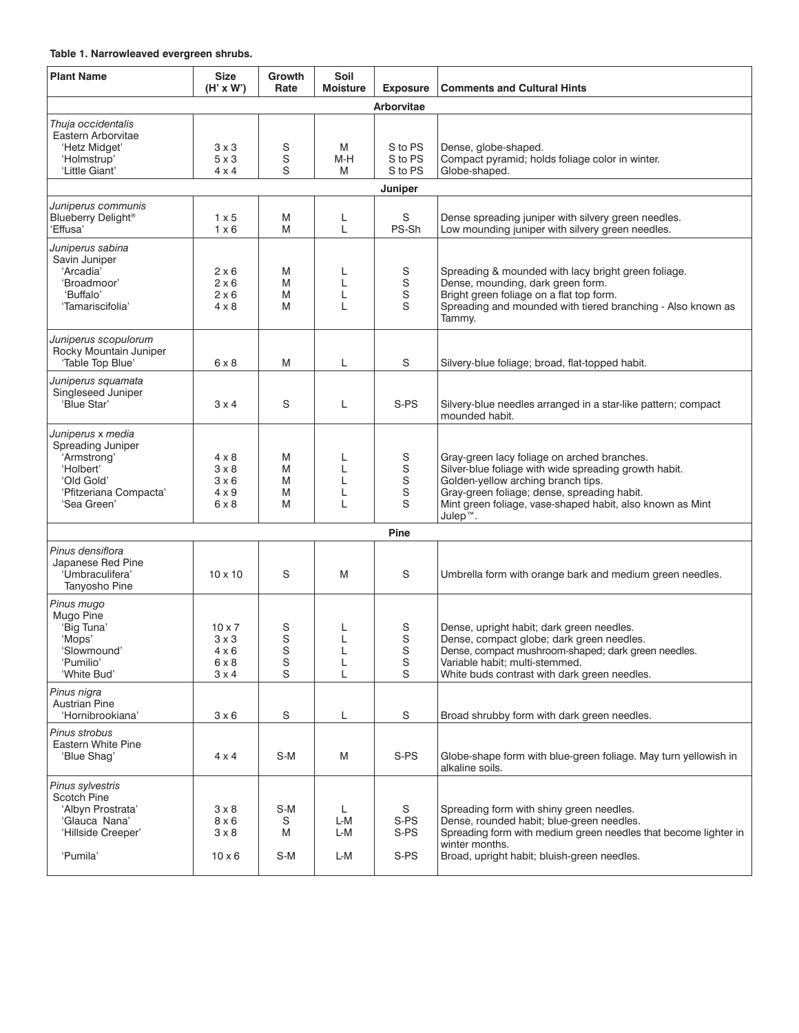**Table 1. Narrowleaved evergreen shrubs.**

| Plant Name | Size (H' x W') | Growth Rate | Soil Moisture | Exposure | Comments and Cultural Hints |
|---|---|---|---|---|---|
| | | | | **Arborvitae** | |
| *Thuja occidentalis* Eastern Arborvitae | | | | | |
| 'Hetz Midget' | 3 x 3 | S | M | S to PS | Dense, globe-shaped. |
| 'Holmstrup' | 5 x 3 | S | M-H | S to PS | Compact pyramid; holds foliage color in winter. |
| 'Little Giant' | 4 x 4 | S | M | S to PS | Globe-shaped. |
| | | | | **Juniper** | |
| *Juniperus communis* | | | | | |
| Blueberry Delight® | 1 x 5 | M | L | S | Dense spreading juniper with silvery green needles. |
| 'Effusa' | 1 x 6 | M | L | PS-Sh | Low mounding juniper with silvery green needles. |
| *Juniperus sabina* Savin Juniper | | | | | |
| 'Arcadia' | 2 x 6 | M | L | S | Spreading & mounded with lacy bright green foliage. |
| 'Broadmoor' | 2 x 6 | M | L | S | Dense, mounding, dark green form. |
| 'Buffalo' | 2 x 6 | M | L | S | Bright green foliage on a flat top form. |
| 'Tamariscifolia' | 4 x 8 | M | L | S | Spreading and mounded with tiered branching - Also known as Tammy. |
| *Juniperus scopulorum* Rocky Mountain Juniper | | | | | |
| 'Table Top Blue' | 6 x 8 | M | L | S | Silvery-blue foliage; broad, flat-topped habit. |
| *Juniperus squamata* Singleseed Juniper | | | | | |
| 'Blue Star' | 3 x 4 | S | L | S-PS | Silvery-blue needles arranged in a star-like pattern; compact mounded habit. |
| *Juniperus* x *media* Spreading Juniper | | | | | |
| 'Armstrong' | 4 x 8 | M | L | S | Gray-green lacy foliage on arched branches. |
| 'Holbert' | 3 x 8 | M | L | S | Silver-blue foliage with wide spreading growth habit. |
| 'Old Gold' | 3 x 6 | M | L | S | Golden-yellow arching branch tips. |
| 'Pfitzeriana Compacta' | 4 x 9 | M | L | S | Gray-green foliage; dense, spreading habit. |
| 'Sea Green' | 6 x 8 | M | L | S | Mint green foliage, vase-shaped habit, also known as Mint Julep™. |
| | | | | **Pine** | |
| *Pinus densiflora* Japanese Red Pine | | | | | |
| 'Umbraculifera' Tanyosho Pine | 10 x 10 | S | M | S | Umbrella form with orange bark and medium green needles. |
| *Pinus mugo* Mugo Pine | | | | | |
| 'Big Tuna' | 10 x 7 | S | L | S | Dense, upright habit; dark green needles. |
| 'Mops' | 3 x 3 | S | L | S | Dense, compact globe; dark green needles. |
| 'Slowmound' | 4 x 6 | S | L | S | Dense, compact mushroom-shaped; dark green needles. |
| 'Pumilio' | 6 x 8 | S | L | S | Variable habit; multi-stemmed. |
| 'White Bud' | 3 x 4 | S | L | S | White buds contrast with dark green needles. |
| *Pinus nigra* Austrian Pine | | | | | |
| 'Hornibrookiana' | 3 x 6 | S | L | S | Broad shrubby form with dark green needles. |
| *Pinus strobus* Eastern White Pine | | | | | |
| 'Blue Shag' | 4 x 4 | S-M | M | S-PS | Globe-shape form with blue-green foliage. May turn yellowish in alkaline soils. |
| *Pinus sylvestris* Scotch Pine | | | | | |
| 'Albyn Prostrata' | 3 x 8 | S-M | L | S | Spreading form with shiny green needles. |
| 'Glauca Nana' | 8 x 6 | S | L-M | S-PS | Dense, rounded habit; blue-green needles. |
| 'Hillside Creeper' | 3 x 8 | M | L-M | S-PS | Spreading form with medium green needles that become lighter in winter months. |
| 'Pumila' | 10 x 6 | S-M | L-M | S-PS | Broad, upright habit; bluish-green needles. |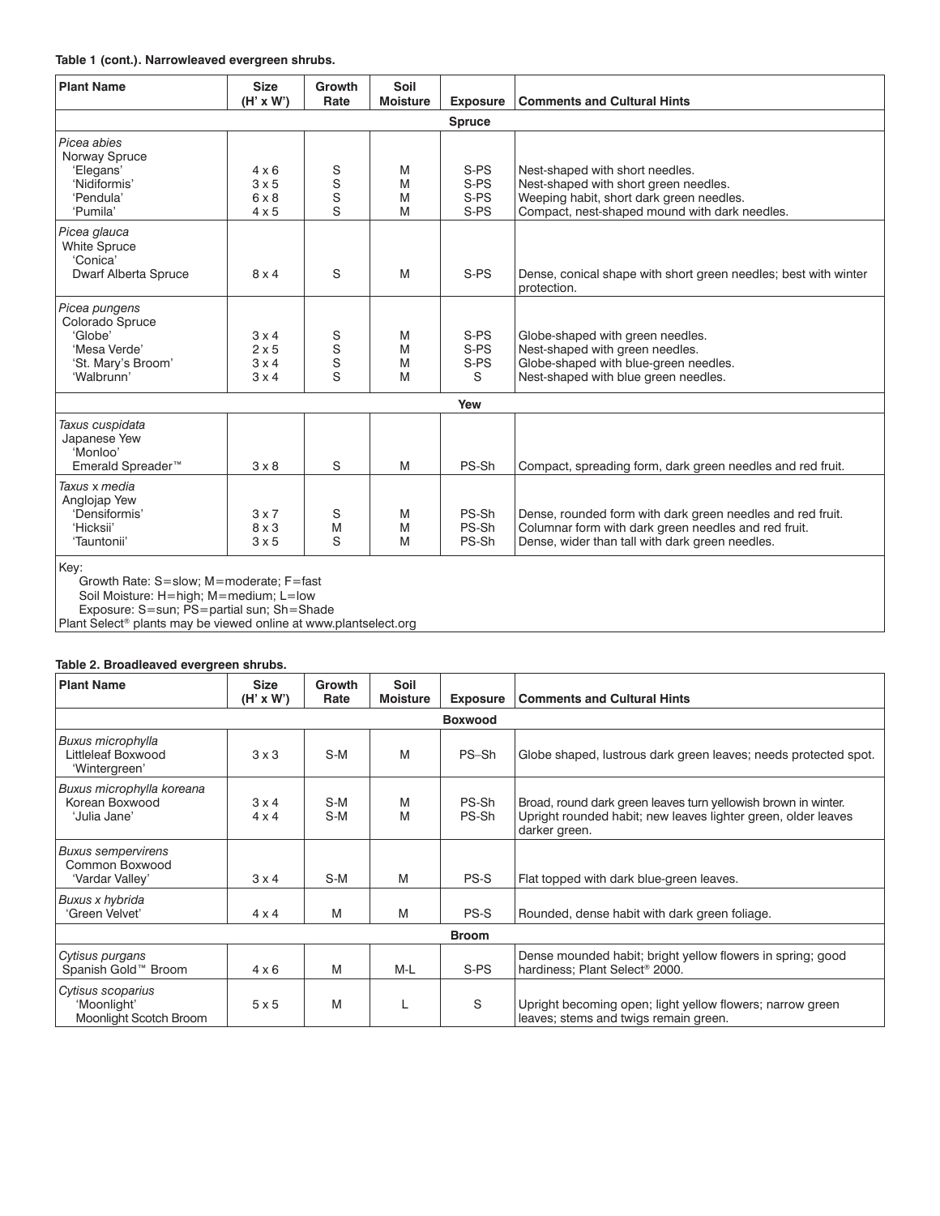**Table 1 (cont.). Narrowleaved evergreen shrubs.**

| Plant Name | Size (H' x W') | Growth Rate | Soil Moisture | Exposure | Comments and Cultural Hints |
|---|---|---|---|---|---|
| | | | | **Spruce** | |
| *Picea abies* Norway Spruce | | | | | |
| 'Elegans' | 4 x 6 | S | M | S-PS | Nest-shaped with short needles. |
| 'Nidiformis' | 3 x 5 | S | M | S-PS | Nest-shaped with short green needles. |
| 'Pendula' | 6 x 8 | S | M | S-PS | Weeping habit, short dark green needles. |
| 'Pumila' | 4 x 5 | S | M | S-PS | Compact, nest-shaped mound with dark needles. |
| *Picea glauca* White Spruce | | | | | |
| 'Conica' Dwarf Alberta Spruce | 8 x 4 | S | M | S-PS | Dense, conical shape with short green needles; best with winter protection. |
| *Picea pungens* Colorado Spruce | | | | | |
| 'Globe' | 3 x 4 | S | M | S-PS | Globe-shaped with green needles. |
| 'Mesa Verde' | 2 x 5 | S | M | S-PS | Nest-shaped with green needles. |
| 'St. Mary's Broom' | 3 x 4 | S | M | S-PS | Globe-shaped with blue-green needles. |
| 'Walbrunn' | 3 x 4 | S | M | S | Nest-shaped with blue green needles. |
| | | | | **Yew** | |
| *Taxus cuspidata* Japanese Yew | | | | | |
| 'Monloo' Emerald Spreader™ | 3 x 8 | S | M | PS-Sh | Compact, spreading form, dark green needles and red fruit. |
| *Taxus* x *media* Anglojap Yew | | | | | |
| 'Densiformis' | 3 x 7 | S | M | PS-Sh | Dense, rounded form with dark green needles and red fruit. |
| 'Hicksii' | 8 x 3 | M | M | PS-Sh | Columnar form with dark green needles and red fruit. |
| 'Tauntonii' | 3 x 5 | S | M | PS-Sh | Dense, wider than tall with dark green needles. |

Key:
Growth Rate: S=slow; M=moderate; F=fast
Soil Moisture: H=high; M=medium; L=low
Exposure: S=sun; PS=partial sun; Sh=Shade
Plant Select® plants may be viewed online at www.plantselect.org

**Table 2. Broadleaved evergreen shrubs.**

| Plant Name | Size (H' x W') | Growth Rate | Soil Moisture | Exposure | Comments and Cultural Hints |
|---|---|---|---|---|---|
| | | | | **Boxwood** | |
| *Buxus microphylla* Littleleaf Boxwood 'Wintergreen' | 3 x 3 | S-M | M | PS–Sh | Globe shaped, lustrous dark green leaves; needs protected spot. |
| *Buxus microphylla koreana* Korean Boxwood | 3 x 4 | S-M | M | PS-Sh | Broad, round dark green leaves turn yellowish brown in winter. |
| 'Julia Jane' | 4 x 4 | S-M | M | PS-Sh | Upright rounded habit; new leaves lighter green, older leaves darker green. |
| *Buxus sempervirens* Common Boxwood 'Vardar Valley' | 3 x 4 | S-M | M | PS-S | Flat topped with dark blue-green leaves. |
| *Buxus x hybrida* 'Green Velvet' | 4 x 4 | M | M | PS-S | Rounded, dense habit with dark green foliage. |
| | | | | **Broom** | |
| *Cytisus purgans* Spanish Gold™ Broom | 4 x 6 | M | M-L | S-PS | Dense mounded habit; bright yellow flowers in spring; good hardiness; Plant Select® 2000. |
| *Cytisus scoparius* 'Moonlight' Moonlight Scotch Broom | 5 x 5 | M | L | S | Upright becoming open; light yellow flowers; narrow green leaves; stems and twigs remain green. |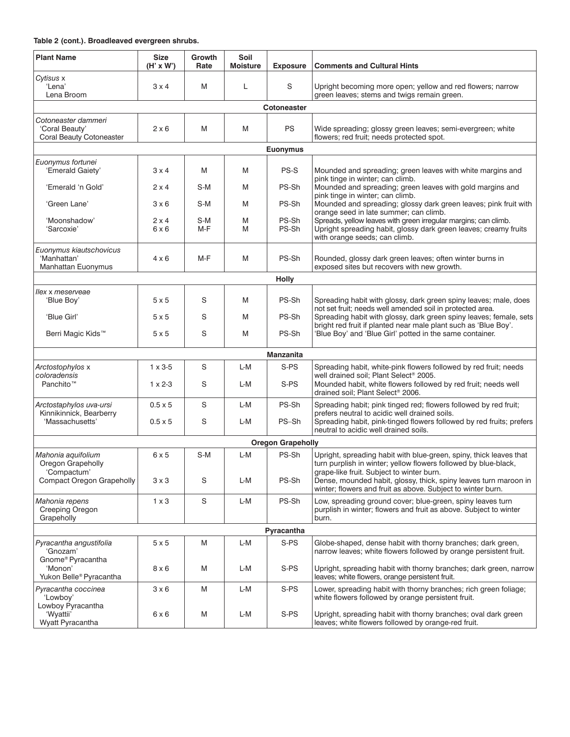**Table 2 (cont.). Broadleaved evergreen shrubs.**

| Plant Name | Size (H' x W') | Growth Rate | Soil Moisture | Exposure | Comments and Cultural Hints |
|---|---|---|---|---|---|
| *Cytisus* x 'Lena' Lena Broom | 3 x 4 | M | L | S | Upright becoming more open; yellow and red flowers; narrow green leaves; stems and twigs remain green. |
| | | | | **Cotoneaster** | |
| *Cotoneaster dammeri* 'Coral Beauty' Coral Beauty Cotoneaster | 2 x 6 | M | M | PS | Wide spreading; glossy green leaves; semi-evergreen; white flowers; red fruit; needs protected spot. |
| | | | | **Euonymus** | |
| *Euonymus fortunei* 'Emerald Gaiety' | 3 x 4 | M | M | PS-S | Mounded and spreading; green leaves with white margins and pink tinge in winter; can climb. |
| 'Emerald 'n Gold' | 2 x 4 | S-M | M | PS-Sh | Mounded and spreading; green leaves with gold margins and pink tinge in winter; can climb. |
| 'Green Lane' | 3 x 6 | S-M | M | PS-Sh | Mounded and spreading; glossy dark green leaves; pink fruit with orange seed in late summer; can climb. |
| 'Moonshadow' | 2 x 4 | S-M | M | PS-Sh | Spreads, yellow leaves with green irregular margins; can climb. |
| 'Sarcoxie' | 6 x 6 | M-F | M | PS-Sh | Upright spreading habit, glossy dark green leaves; creamy fruits with orange seeds; can climb. |
| *Euonymus kiautschovicus* 'Manhattan' Manhattan Euonymus | 4 x 6 | M-F | M | PS-Sh | Rounded, glossy dark green leaves; often winter burns in exposed sites but recovers with new growth. |
| | | | | **Holly** | |
| *Ilex* x *meserveae* 'Blue Boy' | 5 x 5 | S | M | PS-Sh | Spreading habit with glossy, dark green spiny leaves; male, does not set fruit; needs well amended soil in protected area. |
| 'Blue Girl' | 5 x 5 | S | M | PS-Sh | Spreading habit with glossy, dark green spiny leaves; female, sets bright red fruit if planted near male plant such as 'Blue Boy'. |
| Berri Magic Kids™ | 5 x 5 | S | M | PS-Sh | 'Blue Boy' and 'Blue Girl' potted in the same container. |
| | | | | **Manzanita** | |
| *Arctostophylos* x *coloradensis* | 1 x 3-5 | S | L-M | S-PS | Spreading habit, white-pink flowers followed by red fruit; needs well drained soil; Plant Select® 2005. |
| Panchito™ | 1 x 2-3 | S | L-M | S-PS | Mounded habit, white flowers followed by red fruit; needs well drained soil; Plant Select® 2006. |
| *Arctostaphylos uva-ursi* Kinnikinnick, Bearberry | 0.5 x 5 | S | L-M | PS-Sh | Spreading habit; pink tinged red; flowers followed by red fruit; prefers neutral to acidic well drained soils. |
| 'Massachusetts' | 0.5 x 5 | S | L-M | PS–Sh | Spreading habit, pink-tinged flowers followed by red fruits; prefers neutral to acidic well drained soils. |
| | | | | **Oregon Grapeholly** | |
| *Mahonia aquifolium* Oregon Grapeholly | 6 x 5 | S-M | L-M | PS-Sh | Upright, spreading habit with blue-green, spiny, thick leaves that turn purplish in winter; yellow flowers followed by blue-black, grape-like fruit. Subject to winter burn. |
| 'Compactum' Compact Oregon Grapeholly | 3 x 3 | S | L-M | PS-Sh | Dense, mounded habit, glossy, thick, spiny leaves turn maroon in winter; flowers and fruit as above. Subject to winter burn. |
| *Mahonia repens* Creeping Oregon Grapeholly | 1 x 3 | S | L-M | PS-Sh | Low, spreading ground cover; blue-green, spiny leaves turn purplish in winter; flowers and fruit as above. Subject to winter burn. |
| | | | | **Pyracantha** | |
| *Pyracantha angustifolia* 'Gnozam' Gnome® Pyracantha | 5 x 5 | M | L-M | S-PS | Globe-shaped, dense habit with thorny branches; dark green, narrow leaves; white flowers followed by orange persistent fruit. |
| 'Monon' Yukon Belle® Pyracantha | 8 x 6 | M | L-M | S-PS | Upright, spreading habit with thorny branches; dark green, narrow leaves; white flowers, orange persistent fruit. |
| *Pyracantha coccinea* 'Lowboy' Lowboy Pyracantha | 3 x 6 | M | L-M | S-PS | Lower, spreading habit with thorny branches; rich green foliage; white flowers followed by orange persistent fruit. |
| 'Wyattii' Wyatt Pyracantha | 6 x 6 | M | L-M | S-PS | Upright, spreading habit with thorny branches; oval dark green leaves; white flowers followed by orange-red fruit. |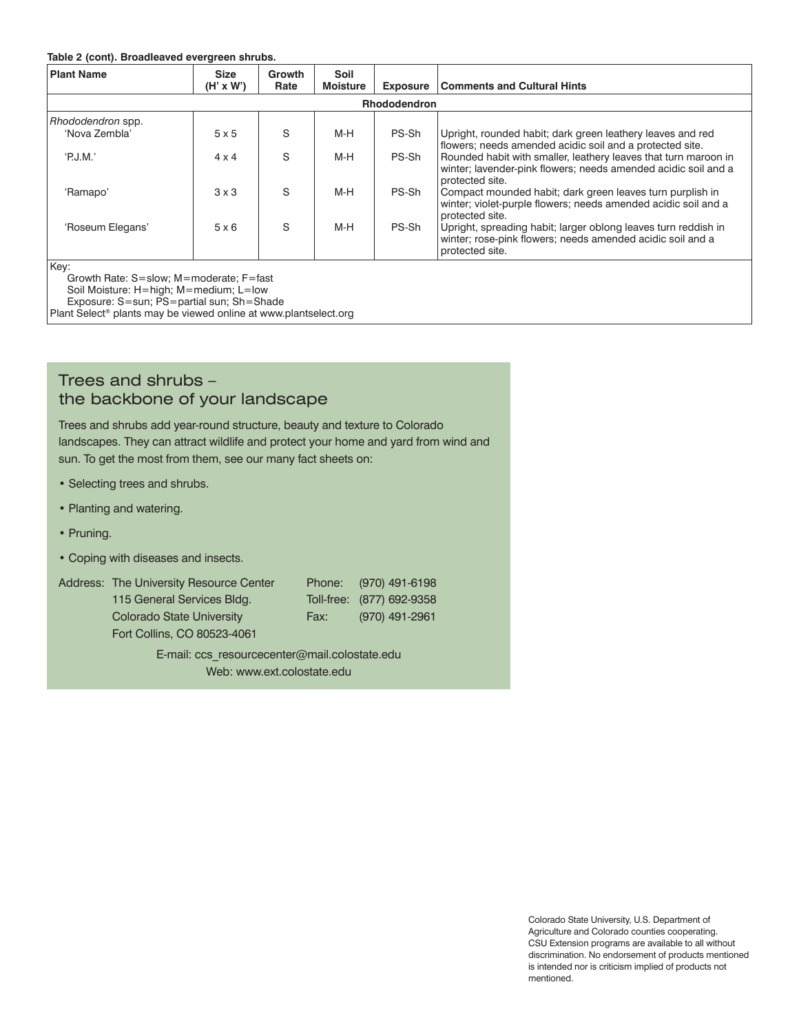**Table 2 (cont). Broadleaved evergreen shrubs.**

| Plant Name | Size (H' x W') | Growth Rate | Soil Moisture | Exposure | Comments and Cultural Hints |
|---|---|---|---|---|---|
| | | | | **Rhododendron** | |
| *Rhododendron* spp. | | | | | |
| 'Nova Zembla' | 5 x 5 | S | M-H | PS-Sh | Upright, rounded habit; dark green leathery leaves and red flowers; needs amended acidic soil and a protected site. |
| 'P.J.M.' | 4 x 4 | S | M-H | PS-Sh | Rounded habit with smaller, leathery leaves that turn maroon in winter; lavender-pink flowers; needs amended acidic soil and a protected site. |
| 'Ramapo' | 3 x 3 | S | M-H | PS-Sh | Compact mounded habit; dark green leaves turn purplish in winter; violet-purple flowers; needs amended acidic soil and a protected site. |
| 'Roseum Elegans' | 5 x 6 | S | M-H | PS-Sh | Upright, spreading habit; larger oblong leaves turn reddish in winter; rose-pink flowers; needs amended acidic soil and a protected site. |

Key:
Growth Rate: S=slow; M=moderate; F=fast
Soil Moisture: H=high; M=medium; L=low
Exposure: S=sun; PS=partial sun; Sh=Shade
Plant Select® plants may be viewed online at www.plantselect.org

## Trees and shrubs – the backbone of your landscape

Trees and shrubs add year-round structure, beauty and texture to Colorado landscapes. They can attract wildlife and protect your home and yard from wind and sun. To get the most from them, see our many fact sheets on:

- Selecting trees and shrubs.
- Planting and watering.
- Pruning.
- Coping with diseases and insects.

Address: The University Resource Center
115 General Services Bldg.
Colorado State University
Fort Collins, CO 80523-4061

Phone: (970) 491-6198
Toll-free: (877) 692-9358
Fax: (970) 491-2961

E-mail: ccs_resourcecenter@mail.colostate.edu
Web: www.ext.colostate.edu

Colorado State University, U.S. Department of Agriculture and Colorado counties cooperating. CSU Extension programs are available to all without discrimination. No endorsement of products mentioned is intended nor is criticism implied of products not mentioned.